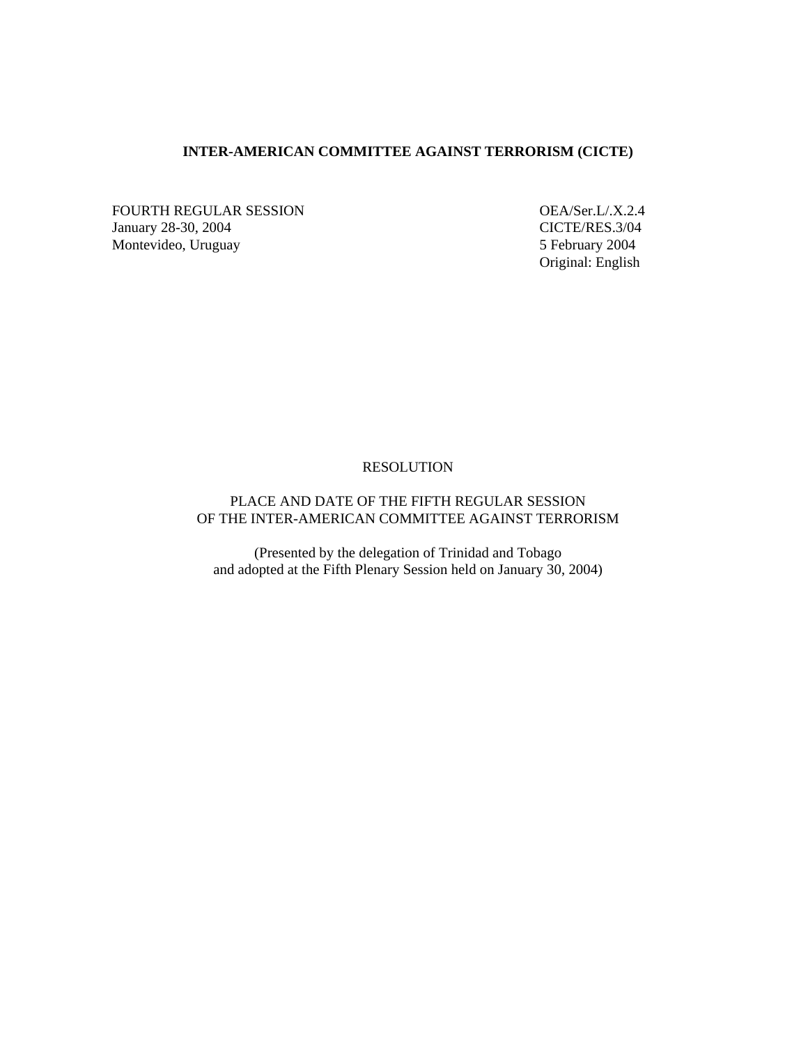**INTER-AMERICAN COMMITTEE AGAINST TERRORISM (CICTE)**

FOURTH REGULAR SESSION  
January 28-30, 2004  
Montevideo, Uruguay

OEA/Ser.L/.X.2.4  
CICTE/RES.3/04  
5 February 2004  
Original: English

RESOLUTION

PLACE AND DATE OF THE FIFTH REGULAR SESSION  
OF THE INTER-AMERICAN COMMITTEE AGAINST TERRORISM

(Presented by the delegation of Trinidad and Tobago  
and adopted at the Fifth Plenary Session held on January 30, 2004)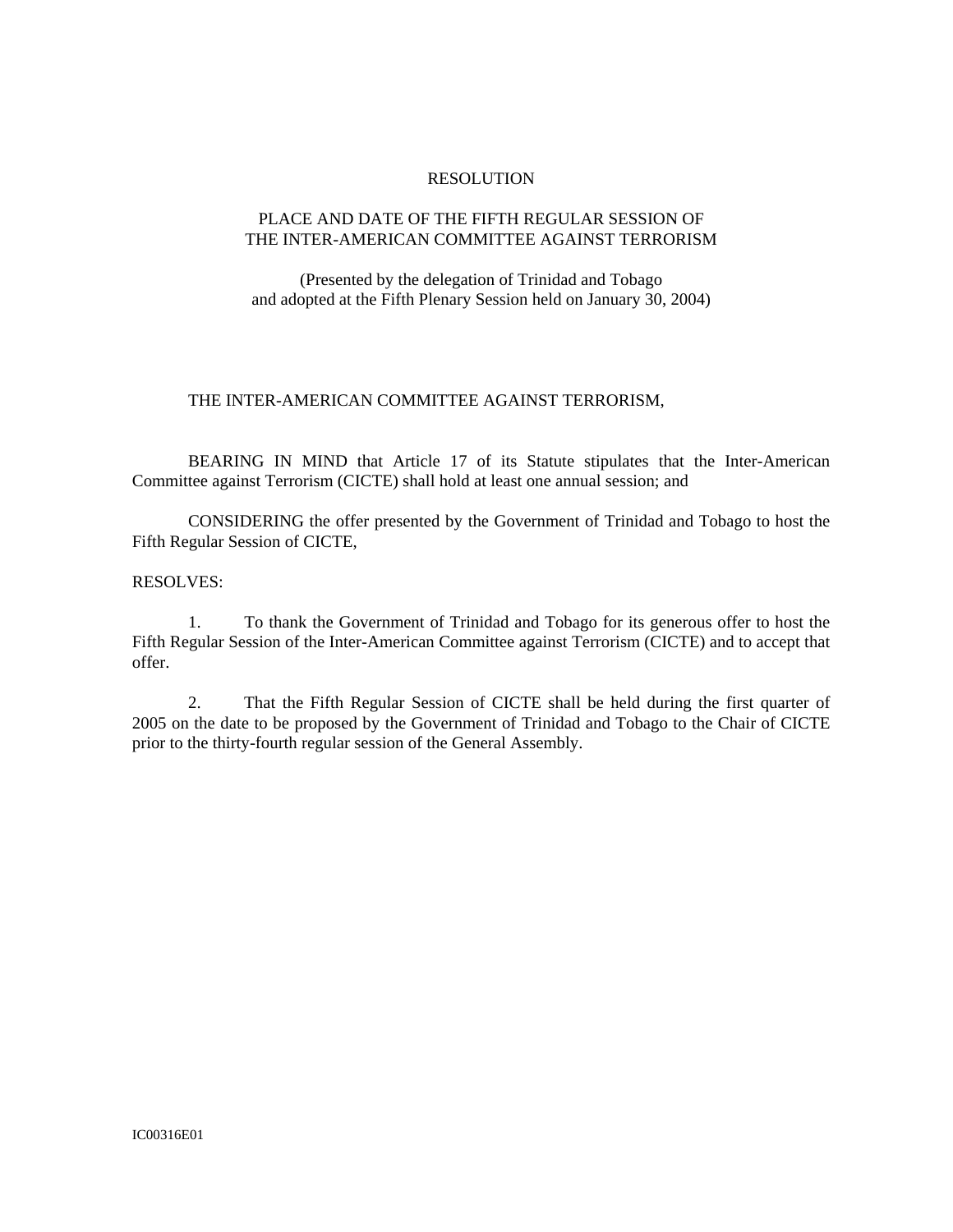# RESOLUTION

## PLACE AND DATE OF THE FIFTH REGULAR SESSION OF THE INTER-AMERICAN COMMITTEE AGAINST TERRORISM

(Presented by the delegation of Trinidad and Tobago and adopted at the Fifth Plenary Session held on January 30, 2004)

THE INTER-AMERICAN COMMITTEE AGAINST TERRORISM,

BEARING IN MIND that Article 17 of its Statute stipulates that the Inter-American Committee against Terrorism (CICTE) shall hold at least one annual session; and

CONSIDERING the offer presented by the Government of Trinidad and Tobago to host the Fifth Regular Session of CICTE,

RESOLVES:

1. To thank the Government of Trinidad and Tobago for its generous offer to host the Fifth Regular Session of the Inter-American Committee against Terrorism (CICTE) and to accept that offer.

2. That the Fifth Regular Session of CICTE shall be held during the first quarter of 2005 on the date to be proposed by the Government of Trinidad and Tobago to the Chair of CICTE prior to the thirty-fourth regular session of the General Assembly.

IC00316E01